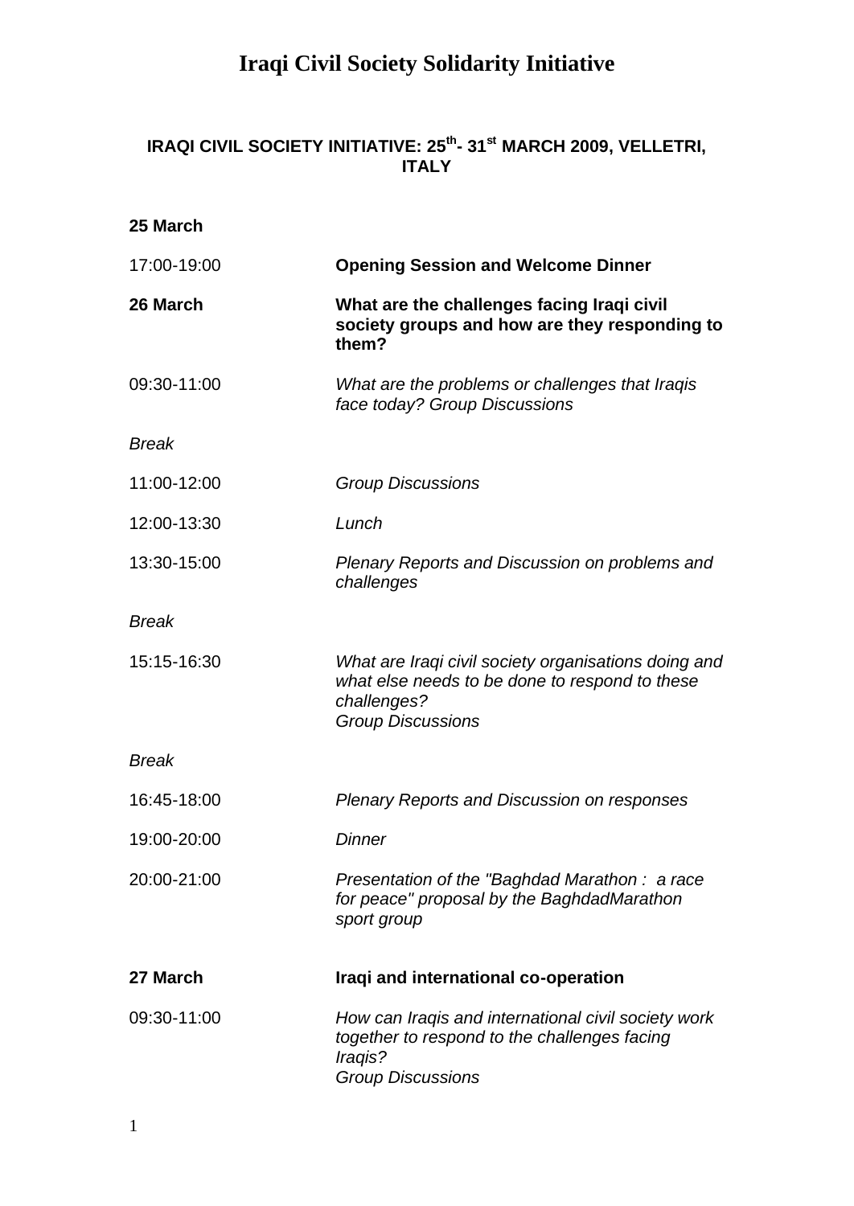# Iraqi Civil Society Solidarity Initiative

## IRAQI CIVIL SOCIETY INITIATIVE: 25th- 31st MARCH 2009, VELLETRI, ITALY

**25 March**

| | |
|---|---|
| 17:00-19:00 | **Opening Session and Welcome Dinner** |
| **26 March** | **What are the challenges facing Iraqi civil society groups and how are they responding to them?** |
| 09:30-11:00 | *What are the problems or challenges that Iraqis face today? Group Discussions* |
| *Break* | |
| 11:00-12:00 | *Group Discussions* |
| 12:00-13:30 | *Lunch* |
| 13:30-15:00 | *Plenary Reports and Discussion on problems and challenges* |
| *Break* | |
| 15:15-16:30 | *What are Iraqi civil society organisations doing and what else needs to be done to respond to these challenges?*<br>*Group Discussions* |
| *Break* | |
| 16:45-18:00 | *Plenary Reports and Discussion on responses* |
| 19:00-20:00 | *Dinner* |
| 20:00-21:00 | *Presentation of the "Baghdad Marathon : a race for peace" proposal by the BaghdadMarathon sport group* |
| **27 March** | **Iraqi and international co-operation** |
| 09:30-11:00 | *How can Iraqis and international civil society work together to respond to the challenges facing Iraqis?*<br>*Group Discussions* |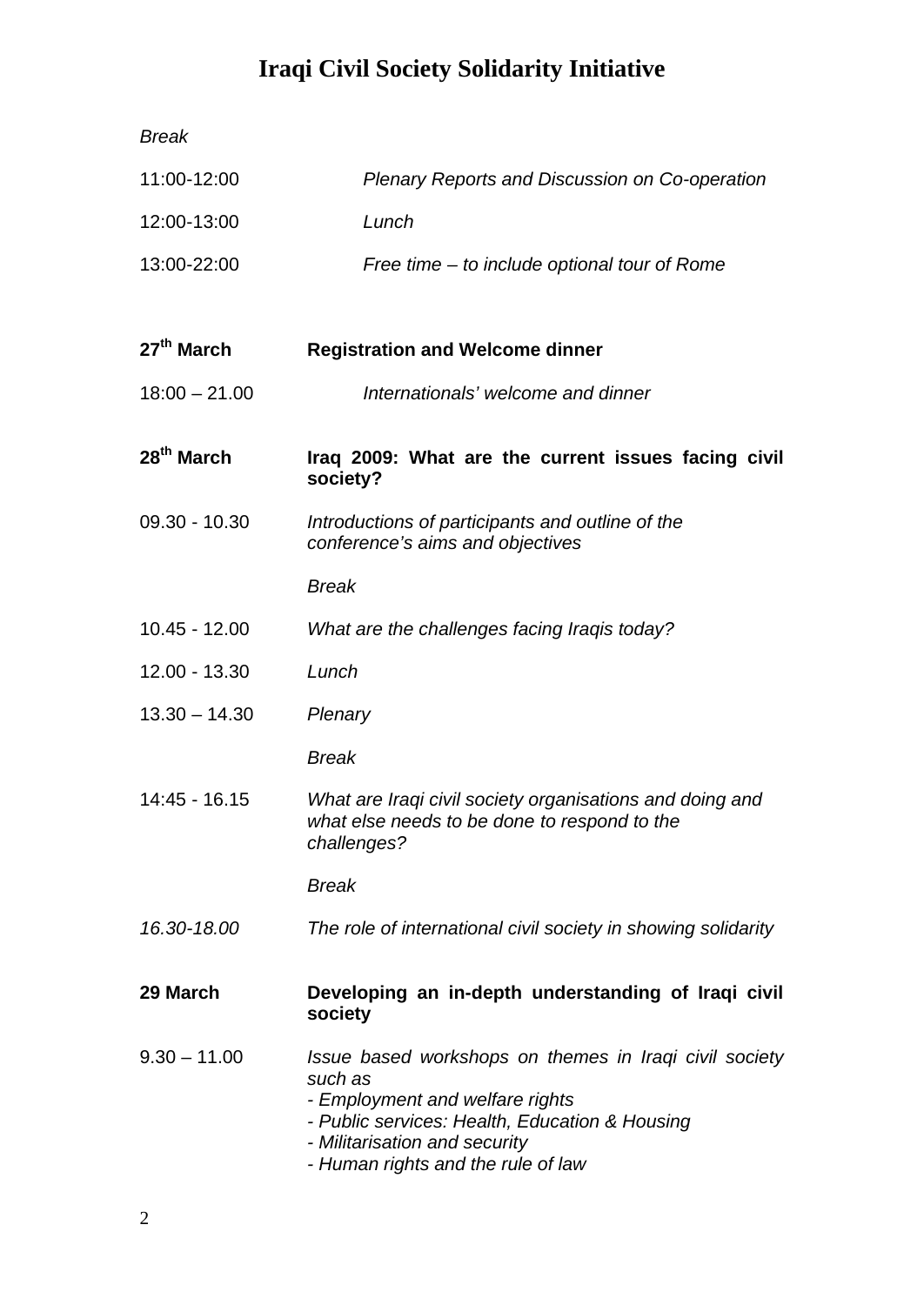# Iraqi Civil Society Solidarity Initiative

*Break*

| | |
|---|---|
| 11:00-12:00 | *Plenary Reports and Discussion on Co-operation* |
| 12:00-13:00 | *Lunch* |
| 13:00-22:00 | *Free time – to include optional tour of Rome* |

**27th March** **Registration and Welcome dinner**

| | |
|---|---|
| 18:00 – 21.00 | *Internationals' welcome and dinner* |

**28th March** **Iraq 2009: What are the current issues facing civil society?**

| | |
|---|---|
| 09.30 - 10.30 | *Introductions of participants and outline of the conference's aims and objectives* |
| | *Break* |
| 10.45 - 12.00 | *What are the challenges facing Iraqis today?* |
| 12.00 - 13.30 | *Lunch* |
| 13.30 – 14.30 | *Plenary* |
| | *Break* |
| 14:45 - 16.15 | *What are Iraqi civil society organisations and doing and what else needs to be done to respond to the challenges?* |
| | *Break* |
| *16.30-18.00* | *The role of international civil society in showing solidarity* |

**29 March** **Developing an in-depth understanding of Iraqi civil society**

9.30 – 11.00 *Issue based workshops on themes in Iraqi civil society such as*

- *Employment and welfare rights*
- *Public services: Health, Education & Housing*
- *Militarisation and security*
- *Human rights and the rule of law*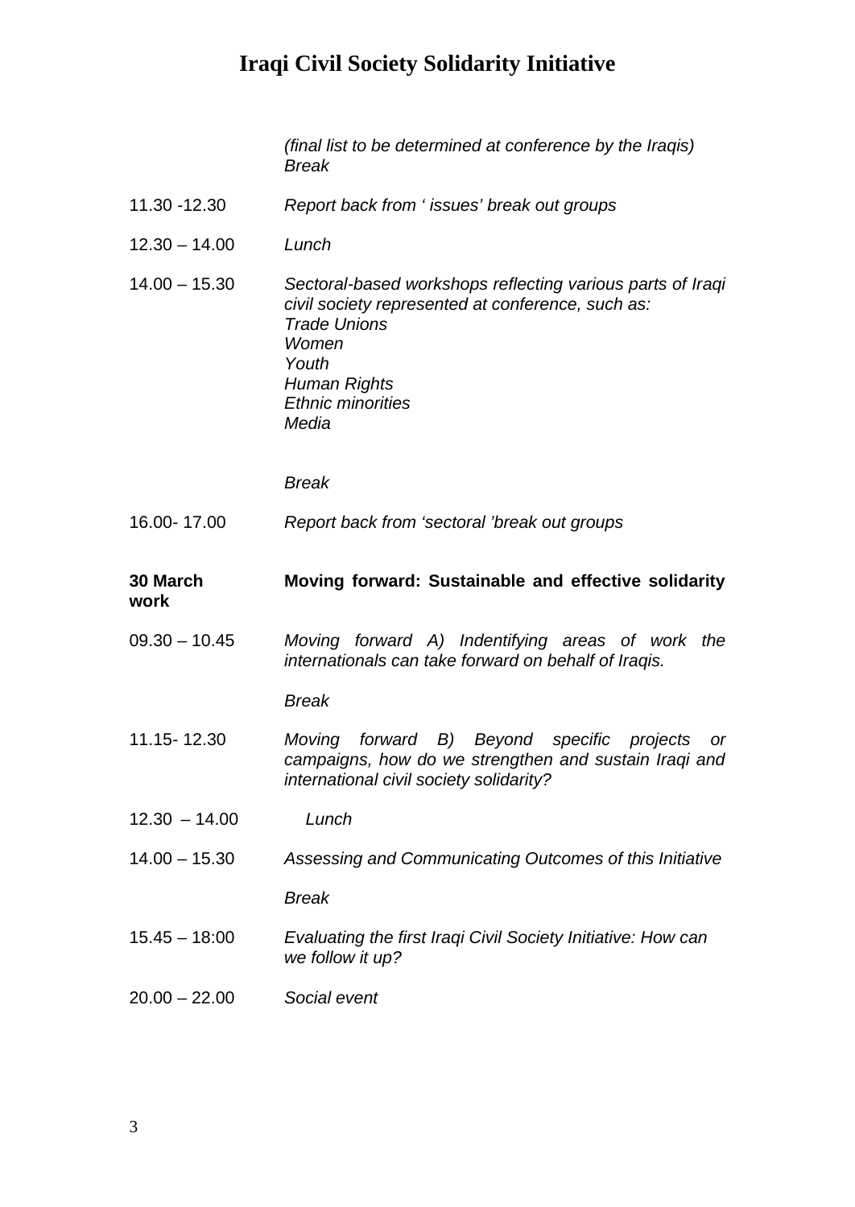| | |
|---|---|
| | *(final list to be determined at conference by the Iraqis)*<br>*Break* |
| 11.30 -12.30 | *Report back from ' issues' break out groups* |
| 12.30 – 14.00 | *Lunch* |
| 14.00 – 15.30 | *Sectoral-based workshops reflecting various parts of Iraqi civil society represented at conference, such as:*<br>*Trade Unions*<br>*Women*<br>*Youth*<br>*Human Rights*<br>*Ethnic minorities*<br>*Media* |
| | *Break* |
| 16.00- 17.00 | *Report back from 'sectoral 'break out groups* |
| **30 March** | **Moving forward: Sustainable and effective solidarity work** |
| 09.30 – 10.45 | *Moving forward A) Indentifying areas of work the internationals can take forward on behalf of Iraqis.* |
| | *Break* |
| 11.15- 12.30 | *Moving forward B) Beyond specific projects or campaigns, how do we strengthen and sustain Iraqi and international civil society solidarity?* |
| 12.30 – 14.00 | *Lunch* |
| 14.00 – 15.30 | *Assessing and Communicating Outcomes of this Initiative* |
| | *Break* |
| 15.45 – 18:00 | *Evaluating the first Iraqi Civil Society Initiative: How can we follow it up?* |
| 20.00 – 22.00 | *Social event* |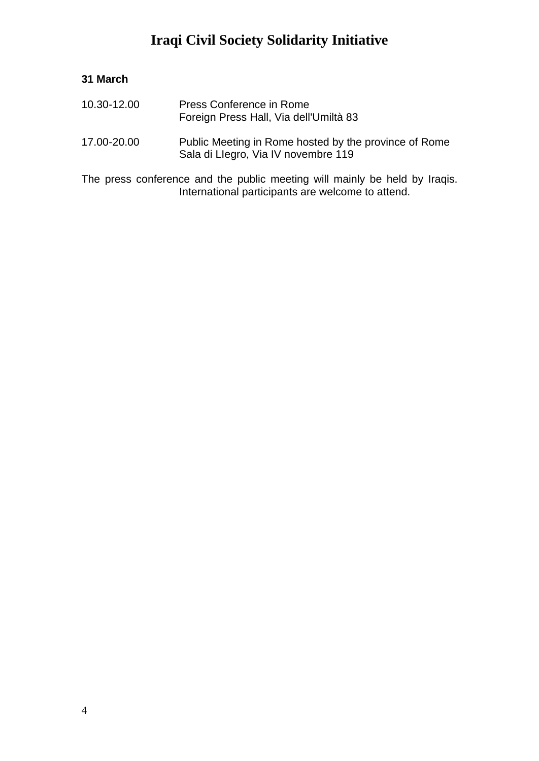# Iraqi Civil Society Solidarity Initiative

**31 March**

| | |
|---|---|
| 10.30-12.00 | Press Conference in Rome<br>Foreign Press Hall, Via dell'Umiltà 83 |
| 17.00-20.00 | Public Meeting in Rome hosted by the province of Rome<br>Sala di LIegro, Via IV novembre 119 |

The press conference and the public meeting will mainly be held by Iraqis. International participants are welcome to attend.